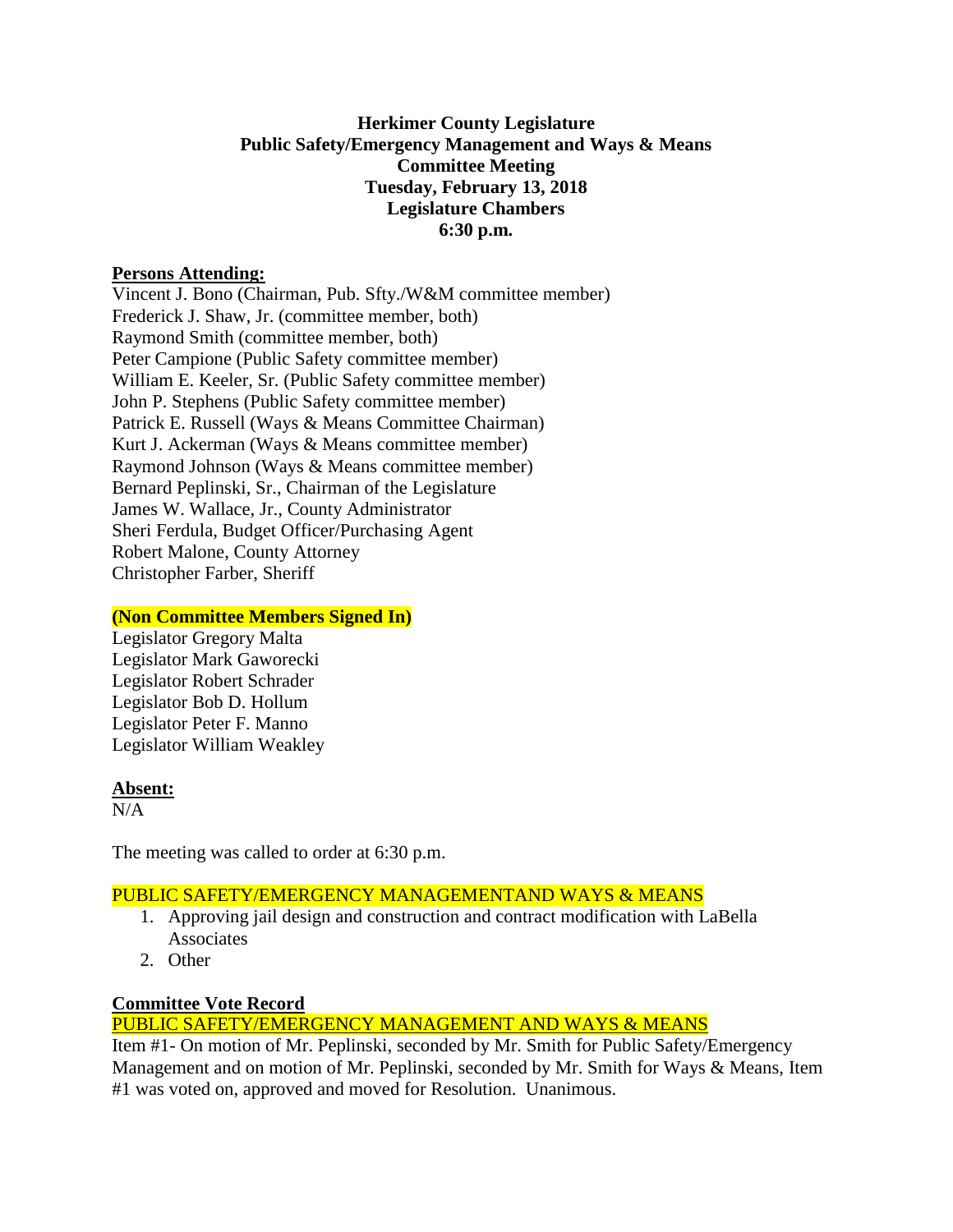**Herkimer County Legislature**
**Public Safety/Emergency Management and Ways & Means**
**Committee Meeting**
**Tuesday, February 13, 2018**
**Legislature Chambers**
**6:30 p.m.**

**Persons Attending:**

Vincent J. Bono (Chairman, Pub. Sfty./W&M committee member)
Frederick J. Shaw, Jr. (committee member, both)
Raymond Smith (committee member, both)
Peter Campione (Public Safety committee member)
William E. Keeler, Sr. (Public Safety committee member)
John P. Stephens (Public Safety committee member)
Patrick E. Russell (Ways & Means Committee Chairman)
Kurt J. Ackerman (Ways & Means committee member)
Raymond Johnson (Ways & Means committee member)
Bernard Peplinski, Sr., Chairman of the Legislature
James W. Wallace, Jr., County Administrator
Sheri Ferdula, Budget Officer/Purchasing Agent
Robert Malone, County Attorney
Christopher Farber, Sheriff

**(Non Committee Members Signed In)**

Legislator Gregory Malta
Legislator Mark Gaworecki
Legislator Robert Schrader
Legislator Bob D. Hollum
Legislator Peter F. Manno
Legislator William Weakley

**Absent:**

N/A

The meeting was called to order at 6:30 p.m.

PUBLIC SAFETY/EMERGENCY MANAGEMENTAND WAYS & MEANS

1. Approving jail design and construction and contract modification with LaBella Associates
2. Other

**Committee Vote Record**

PUBLIC SAFETY/EMERGENCY MANAGEMENT AND WAYS & MEANS

Item #1- On motion of Mr. Peplinski, seconded by Mr. Smith for Public Safety/Emergency Management and on motion of Mr. Peplinski, seconded by Mr. Smith for Ways & Means, Item #1 was voted on, approved and moved for Resolution. Unanimous.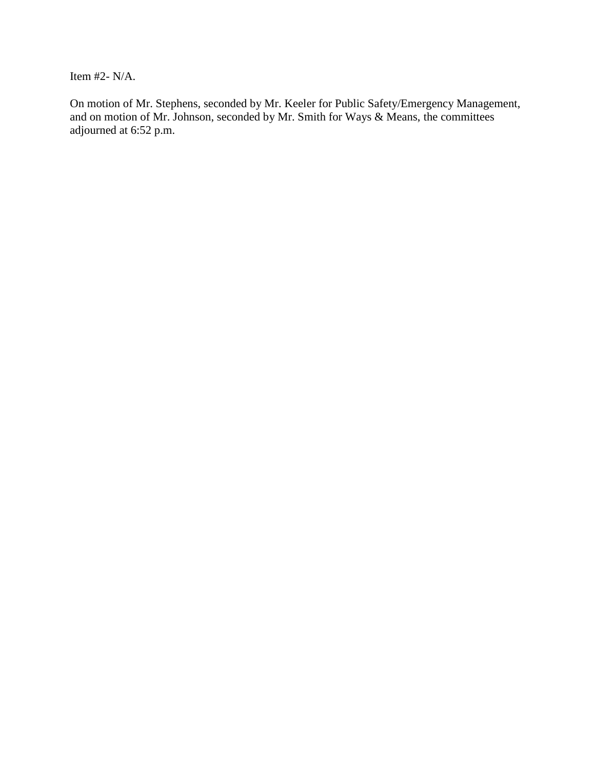Item #2- N/A.

On motion of Mr. Stephens, seconded by Mr. Keeler for Public Safety/Emergency Management, and on motion of Mr. Johnson, seconded by Mr. Smith for Ways & Means, the committees adjourned at 6:52 p.m.